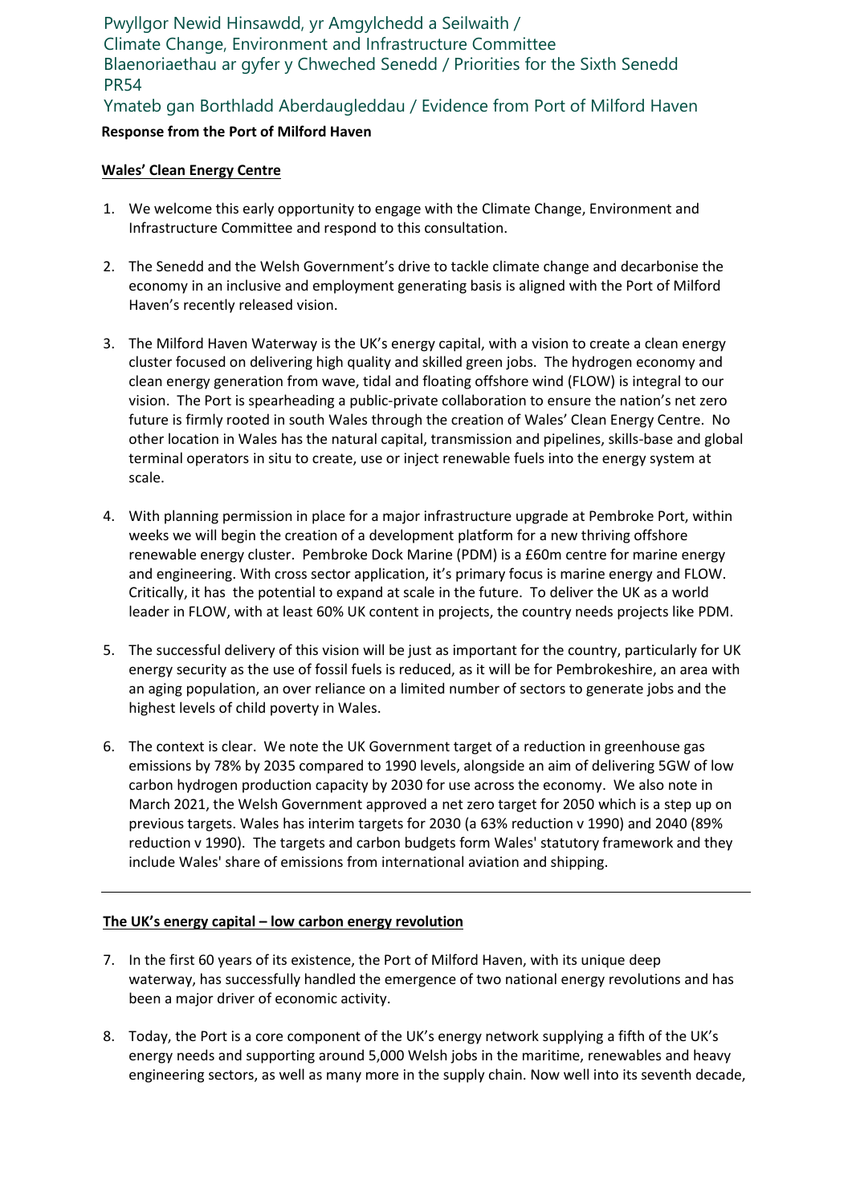Pwyllgor Newid Hinsawdd, yr Amgylchedd a Seilwaith /
Climate Change, Environment and Infrastructure Committee
Blaenoriaethau ar gyfer y Chweched Senedd / Priorities for the Sixth Senedd
PR54
Ymateb gan Borthladd Aberdaugleddau / Evidence from Port of Milford Haven

**Response from the Port of Milford Haven**

**Wales' Clean Energy Centre**

1. We welcome this early opportunity to engage with the Climate Change, Environment and Infrastructure Committee and respond to this consultation.

2. The Senedd and the Welsh Government's drive to tackle climate change and decarbonise the economy in an inclusive and employment generating basis is aligned with the Port of Milford Haven's recently released vision.

3. The Milford Haven Waterway is the UK's energy capital, with a vision to create a clean energy cluster focused on delivering high quality and skilled green jobs. The hydrogen economy and clean energy generation from wave, tidal and floating offshore wind (FLOW) is integral to our vision. The Port is spearheading a public-private collaboration to ensure the nation's net zero future is firmly rooted in south Wales through the creation of Wales' Clean Energy Centre. No other location in Wales has the natural capital, transmission and pipelines, skills-base and global terminal operators in situ to create, use or inject renewable fuels into the energy system at scale.

4. With planning permission in place for a major infrastructure upgrade at Pembroke Port, within weeks we will begin the creation of a development platform for a new thriving offshore renewable energy cluster. Pembroke Dock Marine (PDM) is a £60m centre for marine energy and engineering. With cross sector application, it's primary focus is marine energy and FLOW. Critically, it has the potential to expand at scale in the future. To deliver the UK as a world leader in FLOW, with at least 60% UK content in projects, the country needs projects like PDM.

5. The successful delivery of this vision will be just as important for the country, particularly for UK energy security as the use of fossil fuels is reduced, as it will be for Pembrokeshire, an area with an aging population, an over reliance on a limited number of sectors to generate jobs and the highest levels of child poverty in Wales.

6. The context is clear. We note the UK Government target of a reduction in greenhouse gas emissions by 78% by 2035 compared to 1990 levels, alongside an aim of delivering 5GW of low carbon hydrogen production capacity by 2030 for use across the economy. We also note in March 2021, the Welsh Government approved a net zero target for 2050 which is a step up on previous targets. Wales has interim targets for 2030 (a 63% reduction v 1990) and 2040 (89% reduction v 1990). The targets and carbon budgets form Wales' statutory framework and they include Wales' share of emissions from international aviation and shipping.

---

**The UK's energy capital – low carbon energy revolution**

7. In the first 60 years of its existence, the Port of Milford Haven, with its unique deep waterway, has successfully handled the emergence of two national energy revolutions and has been a major driver of economic activity.

8. Today, the Port is a core component of the UK's energy network supplying a fifth of the UK's energy needs and supporting around 5,000 Welsh jobs in the maritime, renewables and heavy engineering sectors, as well as many more in the supply chain. Now well into its seventh decade,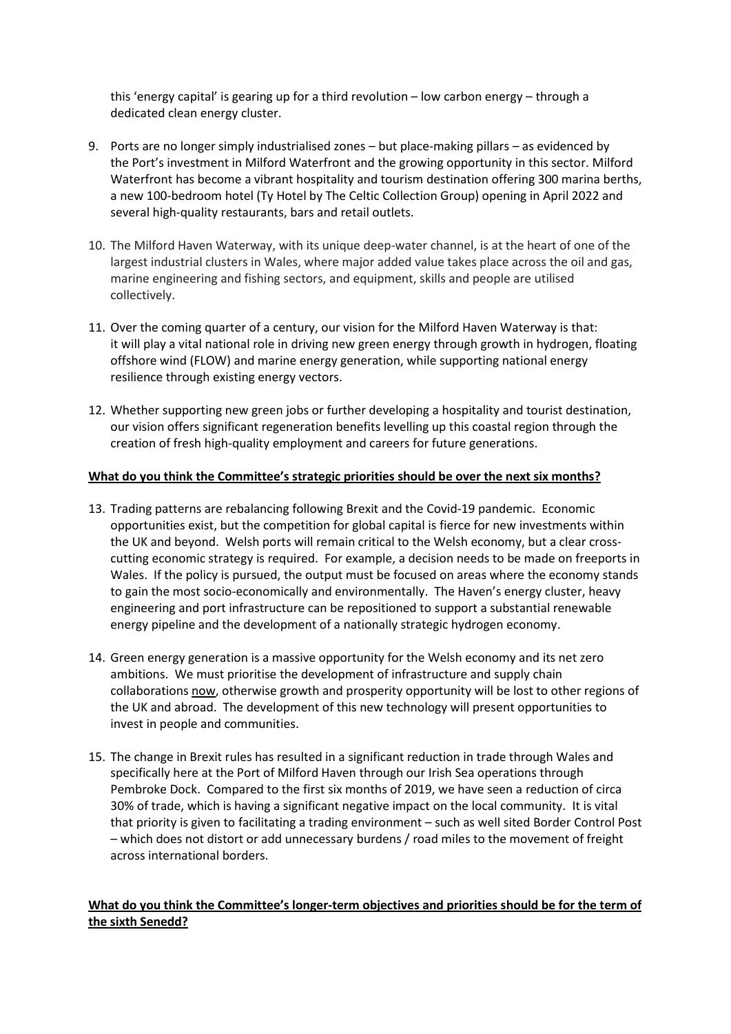this 'energy capital' is gearing up for a third revolution – low carbon energy – through a dedicated clean energy cluster.

9. Ports are no longer simply industrialised zones – but place-making pillars – as evidenced by the Port's investment in Milford Waterfront and the growing opportunity in this sector. Milford Waterfront has become a vibrant hospitality and tourism destination offering 300 marina berths, a new 100-bedroom hotel (Ty Hotel by The Celtic Collection Group) opening in April 2022 and several high-quality restaurants, bars and retail outlets.

10. The Milford Haven Waterway, with its unique deep-water channel, is at the heart of one of the largest industrial clusters in Wales, where major added value takes place across the oil and gas, marine engineering and fishing sectors, and equipment, skills and people are utilised collectively.

11. Over the coming quarter of a century, our vision for the Milford Haven Waterway is that: it will play a vital national role in driving new green energy through growth in hydrogen, floating offshore wind (FLOW) and marine energy generation, while supporting national energy resilience through existing energy vectors.

12. Whether supporting new green jobs or further developing a hospitality and tourist destination, our vision offers significant regeneration benefits levelling up this coastal region through the creation of fresh high-quality employment and careers for future generations.

**What do you think the Committee's strategic priorities should be over the next six months?**

13. Trading patterns are rebalancing following Brexit and the Covid-19 pandemic. Economic opportunities exist, but the competition for global capital is fierce for new investments within the UK and beyond. Welsh ports will remain critical to the Welsh economy, but a clear cross-cutting economic strategy is required. For example, a decision needs to be made on freeports in Wales. If the policy is pursued, the output must be focused on areas where the economy stands to gain the most socio-economically and environmentally. The Haven's energy cluster, heavy engineering and port infrastructure can be repositioned to support a substantial renewable energy pipeline and the development of a nationally strategic hydrogen economy.

14. Green energy generation is a massive opportunity for the Welsh economy and its net zero ambitions. We must prioritise the development of infrastructure and supply chain collaborations now, otherwise growth and prosperity opportunity will be lost to other regions of the UK and abroad. The development of this new technology will present opportunities to invest in people and communities.

15. The change in Brexit rules has resulted in a significant reduction in trade through Wales and specifically here at the Port of Milford Haven through our Irish Sea operations through Pembroke Dock. Compared to the first six months of 2019, we have seen a reduction of circa 30% of trade, which is having a significant negative impact on the local community. It is vital that priority is given to facilitating a trading environment – such as well sited Border Control Post – which does not distort or add unnecessary burdens / road miles to the movement of freight across international borders.

**What do you think the Committee's longer-term objectives and priorities should be for the term of the sixth Senedd?**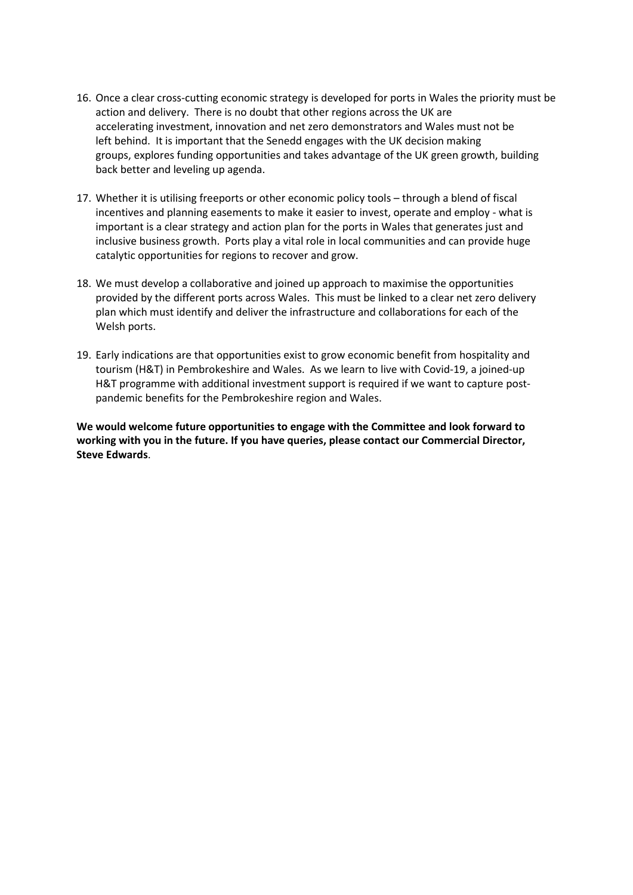16. Once a clear cross-cutting economic strategy is developed for ports in Wales the priority must be action and delivery. There is no doubt that other regions across the UK are accelerating investment, innovation and net zero demonstrators and Wales must not be left behind. It is important that the Senedd engages with the UK decision making groups, explores funding opportunities and takes advantage of the UK green growth, building back better and leveling up agenda.

17. Whether it is utilising freeports or other economic policy tools – through a blend of fiscal incentives and planning easements to make it easier to invest, operate and employ - what is important is a clear strategy and action plan for the ports in Wales that generates just and inclusive business growth. Ports play a vital role in local communities and can provide huge catalytic opportunities for regions to recover and grow.

18. We must develop a collaborative and joined up approach to maximise the opportunities provided by the different ports across Wales. This must be linked to a clear net zero delivery plan which must identify and deliver the infrastructure and collaborations for each of the Welsh ports.

19. Early indications are that opportunities exist to grow economic benefit from hospitality and tourism (H&T) in Pembrokeshire and Wales. As we learn to live with Covid-19, a joined-up H&T programme with additional investment support is required if we want to capture post-pandemic benefits for the Pembrokeshire region and Wales.

**We would welcome future opportunities to engage with the Committee and look forward to working with you in the future. If you have queries, please contact our Commercial Director, Steve Edwards**.